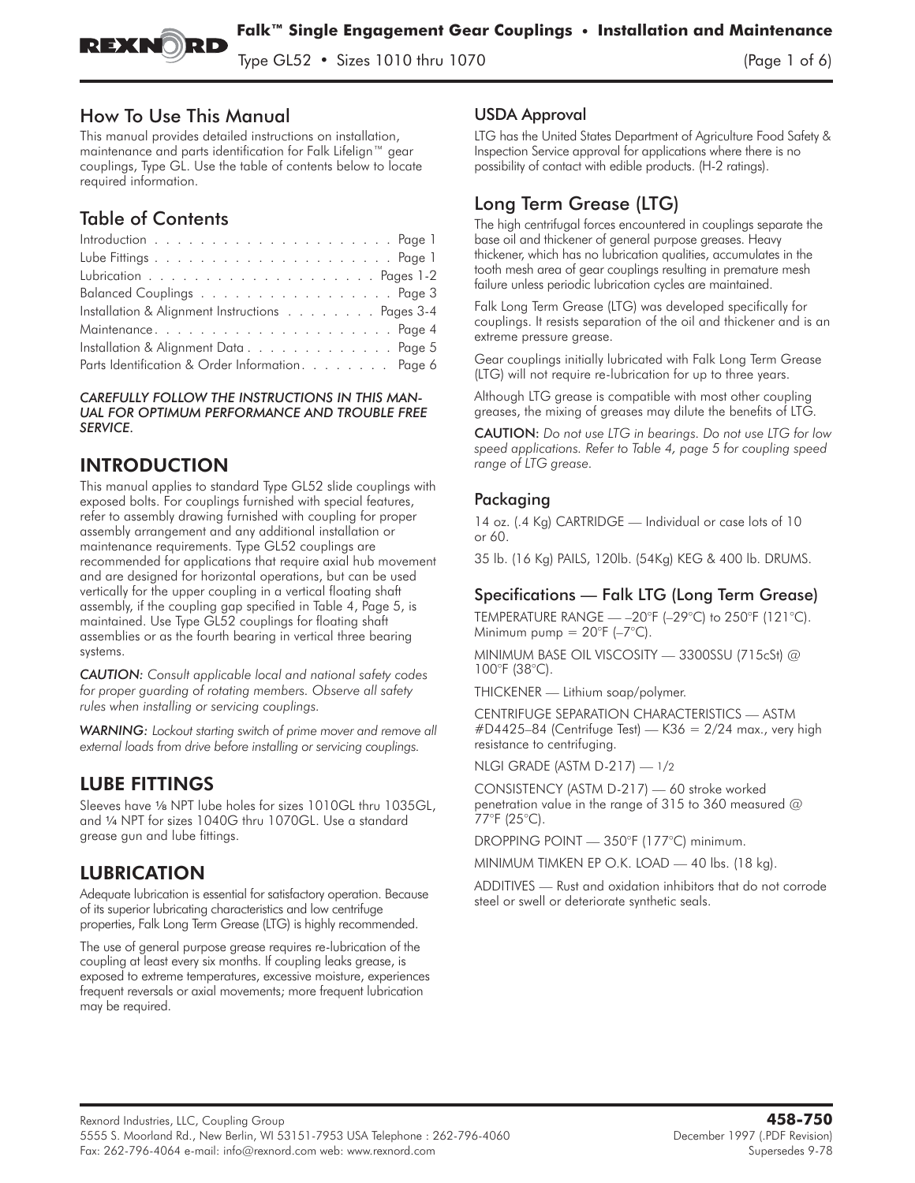# Falk™ Single Engagement Gear Couplings • Installation and Maintenance

Type GL52 • Sizes 1010 thru 1070

## How To Use This Manual

This manual provides detailed instructions on installation, maintenance and parts identification for Falk Lifelign™ gear couplings, Type GL. Use the table of contents below to locate required information.

## Table of Contents

| | |
|---|---|
| Introduction | Page 1 |
| Lube Fittings | Page 1 |
| Lubrication | Pages 1-2 |
| Balanced Couplings | Page 3 |
| Installation & Alignment Instructions | Pages 3-4 |
| Maintenance | Page 4 |
| Installation & Alignment Data | Page 5 |
| Parts Identification & Order Information | Page 6 |

***CAREFULLY FOLLOW THE INSTRUCTIONS IN THIS MANUAL FOR OPTIMUM PERFORMANCE AND TROUBLE FREE SERVICE.***

## INTRODUCTION

This manual applies to standard Type GL52 slide couplings with exposed bolts. For couplings furnished with special features, refer to assembly drawing furnished with coupling for proper assembly arrangement and any additional installation or maintenance requirements. Type GL52 couplings are recommended for applications that require axial hub movement and are designed for horizontal operations, but can be used vertically for the upper coupling in a vertical floating shaft assembly, if the coupling gap specified in Table 4, Page 5, is maintained. Use Type GL52 couplings for floating shaft assemblies or as the fourth bearing in vertical three bearing systems.

***CAUTION:*** *Consult applicable local and national safety codes for proper guarding of rotating members. Observe all safety rules when installing or servicing couplings.*

***WARNING:*** *Lockout starting switch of prime mover and remove all external loads from drive before installing or servicing couplings.*

## LUBE FITTINGS

Sleeves have ⅛ NPT lube holes for sizes 1010GL thru 1035GL, and ¼ NPT for sizes 1040G thru 1070GL. Use a standard grease gun and lube fittings.

## LUBRICATION

Adequate lubrication is essential for satisfactory operation. Because of its superior lubricating characteristics and low centrifuge properties, Falk Long Term Grease (LTG) is highly recommended.

The use of general purpose grease requires re-lubrication of the coupling at least every six months. If coupling leaks grease, is exposed to extreme temperatures, excessive moisture, experiences frequent reversals or axial movements; more frequent lubrication may be required.

### USDA Approval

LTG has the United States Department of Agriculture Food Safety & Inspection Service approval for applications where there is no possibility of contact with edible products. (H-2 ratings).

## Long Term Grease (LTG)

The high centrifugal forces encountered in couplings separate the base oil and thickener of general purpose greases. Heavy thickener, which has no lubrication qualities, accumulates in the tooth mesh area of gear couplings resulting in premature mesh failure unless periodic lubrication cycles are maintained.

Falk Long Term Grease (LTG) was developed specifically for couplings. It resists separation of the oil and thickener and is an extreme pressure grease.

Gear couplings initially lubricated with Falk Long Term Grease (LTG) will not require re-lubrication for up to three years.

Although LTG grease is compatible with most other coupling greases, the mixing of greases may dilute the benefits of LTG.

**CAUTION:** *Do not use LTG in bearings. Do not use LTG for low speed applications. Refer to Table 4, page 5 for coupling speed range of LTG grease.*

### Packaging

14 oz. (.4 Kg) CARTRIDGE — Individual or case lots of 10 or 60.

35 lb. (16 Kg) PAILS, 120lb. (54Kg) KEG & 400 lb. DRUMS.

### Specifications — Falk LTG (Long Term Grease)

TEMPERATURE RANGE — –20°F (–29°C) to 250°F (121°C). Minimum pump = 20°F (–7°C).

MINIMUM BASE OIL VISCOSITY — 3300SSU (715cSt) @ 100°F (38°C).

THICKENER — Lithium soap/polymer.

CENTRIFUGE SEPARATION CHARACTERISTICS — ASTM #D4425–84 (Centrifuge Test) — K36 = 2/24 max., very high resistance to centrifuging.

NLGI GRADE (ASTM D-217) — 1/2

CONSISTENCY (ASTM D-217) — 60 stroke worked penetration value in the range of 315 to 360 measured @ 77°F (25°C).

DROPPING POINT — 350°F (177°C) minimum.

MINIMUM TIMKEN EP O.K. LOAD — 40 lbs. (18 kg).

ADDITIVES — Rust and oxidation inhibitors that do not corrode steel or swell or deteriorate synthetic seals.

Rexnord Industries, LLC, Coupling Group
5555 S. Moorland Rd., New Berlin, WI 53151-7953 USA Telephone : 262-796-4060
Fax: 262-796-4064 e-mail: info@rexnord.com web: www.rexnord.com

**458-750**
December 1997 (.PDF Revision)
Supersedes 9-78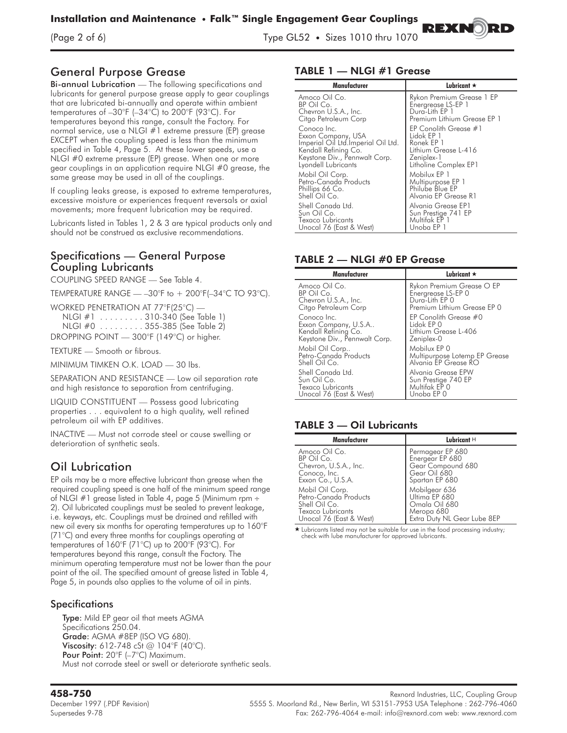## General Purpose Grease

**Bi-annual Lubrication** — The following specifications and lubricants for general purpose grease apply to gear couplings that are lubricated bi-annually and operate within ambient temperatures of –30°F (–34°C) to 200°F (93°C). For temperatures beyond this range, consult the Factory. For normal service, use a NLGI #1 extreme pressure (EP) grease EXCEPT when the coupling speed is less than the minimum specified in Table 4, Page 5. At these lower speeds, use a NLGI #0 extreme pressure (EP) grease. When one or more gear couplings in an application require NLGI #0 grease, the same grease may be used in all of the couplings.

If coupling leaks grease, is exposed to extreme temperatures, excessive moisture or experiences frequent reversals or axial movements; more frequent lubrication may be required.

Lubricants listed in Tables 1, 2 & 3 are typical products only and should not be construed as exclusive recommendations.

## Specifications — General Purpose Coupling Lubricants

COUPLING SPEED RANGE — See Table 4.

TEMPERATURE RANGE — –30°F to + 200°F(–34°C TO 93°C).

WORKED PENETRATION AT 77°F(25°C) —
NLGI #1 . . . . . . . . . 310-340 (See Table 1)
NLGI #0 . . . . . . . . . 355-385 (See Table 2)

DROPPING POINT — 300°F (149°C) or higher.

TEXTURE — Smooth or fibrous.

MINIMUM TIMKEN O.K. LOAD — 30 lbs.

SEPARATION AND RESISTANCE — Low oil separation rate and high resistance to separation from centrifuging.

LIQUID CONSTITUENT — Possess good lubricating properties . . . equivalent to a high quality, well refined petroleum oil with EP additives.

INACTIVE — Must not corrode steel or cause swelling or deterioration of synthetic seals.

## Oil Lubrication

EP oils may be a more effective lubricant than grease when the required coupling speed is one half of the minimum speed range of NLGI #1 grease listed in Table 4, page 5 (Minimum rpm ÷ 2). Oil lubricated couplings must be sealed to prevent leakage, i.e. keyways, etc. Couplings must be drained and refilled with new oil every six months for operating temperatures up to 160°F (71°C) and every three months for couplings operating at temperatures of 160°F (71°C) up to 200°F (93°C). For temperatures beyond this range, consult the Factory. The minimum operating temperature must not be lower than the pour point of the oil. The specified amount of grease listed in Table 4, Page 5, in pounds also applies to the volume of oil in pints.

### Specifications

**Type:** Mild EP gear oil that meets AGMA Specifications 250.04.
**Grade:** AGMA #8EP (ISO VG 680).
**Viscosity:** 612-748 cSt @ 104°F (40°C).
**Pour Point:** 20°F (–7°C) Maximum.
Must not corrode steel or swell or deteriorate synthetic seals.

### TABLE 1 — NLGI #1 Grease

| Manufacturer | Lubricant ★ |
|---|---|
| Amoco Oil Co. | Rykon Premium Grease 1 EP |
| BP Oil Co. | Energrease LS-EP 1 |
| Chevron U.S.A., Inc. | Dura-Lith EP 1 |
| Citgo Petroleum Corp | Premium Lithium Grease EP 1 |
| Conoco Inc. | EP Conolith Grease #1 |
| Exxon Company, USA | Lidok EP 1 |
| Imperial Oil Ltd.Imperial Oil Ltd. | Ronek EP 1 |
| Kendall Refining Co. | Lithium Grease L-416 |
| Keystone Div., Pennwalt Corp. | Zeniplex-1 |
| Lyondell Lubricants | Litholine Complex EP1 |
| Mobil Oil Corp. | Mobilux EP 1 |
| Petro-Canada Products | Multipurpose EP 1 |
| Phillips 66 Co. | Philube Blue EP |
| Shell Oil Co. | Alvania EP Grease R1 |
| Shell Canada Ltd. | Alvania Grease EP1 |
| Sun Oil Co. | Sun Prestige 741 EP |
| Texaco Lubricants | Multifak EP 1 |
| Unocal 76 (East & West) | Unoba EP 1 |

### TABLE 2 — NLGI #0 EP Grease

| Manufacturer | Lubricant ★ |
|---|---|
| Amoco Oil Co. | Rykon Premium Grease O EP |
| BP Oil Co. | Energrease LS-EP 0 |
| Chevron U.S.A., Inc. | Dura-Lith EP 0 |
| Citgo Petroleum Corp | Premium Lithium Grease EP 0 |
| Conoco Inc. | EP Conolith Grease #0 |
| Exxon Company, U.S.A.. | Lidok EP 0 |
| Kendall Refining Co. | Lithium Grease L-406 |
| Keystone Div., Pennwalt Corp. | Zeniplex-0 |
| Mobil Oil Corp.. | Mobilux EP 0 |
| Petro-Canada Products | Multipurpose Lotemp EP Grease |
| Shell Oil Co. | Alvania EP Grease RO |
| Shell Canada Ltd. | Alvania Grease EPW |
| Sun Oil Co. | Sun Prestige 740 EP |
| Texaco Lubricants | Multifak EP 0 |
| Unocal 76 (East & West) | Unoba EP 0 |

### TABLE 3 — Oil Lubricants

| Manufacturer | Lubricant ★ |
|---|---|
| Amoco Oil Co. | Permagear EP 680 |
| BP Oil Co. | Energear EP 680 |
| Chevron, U.S.A., Inc. | Gear Compound 680 |
| Conoco, Inc. | Gear Oil 680 |
| Exxon Co., U.S.A. | Spartan EP 680 |
| Mobil Oil Corp. | Mobilgear 636 |
| Petro-Canada Products | Ultima EP 680 |
| Shell Oil Co. | Omala Oil 680 |
| Texaco Lubricants | Meropa 680 |
| Unocal 76 (East & West) | Extra Duty NL Gear Lube 8EP |

★ Lubricants listed may not be suitable for use in the food processing industry; check with lube manufacturer for approved lubricants.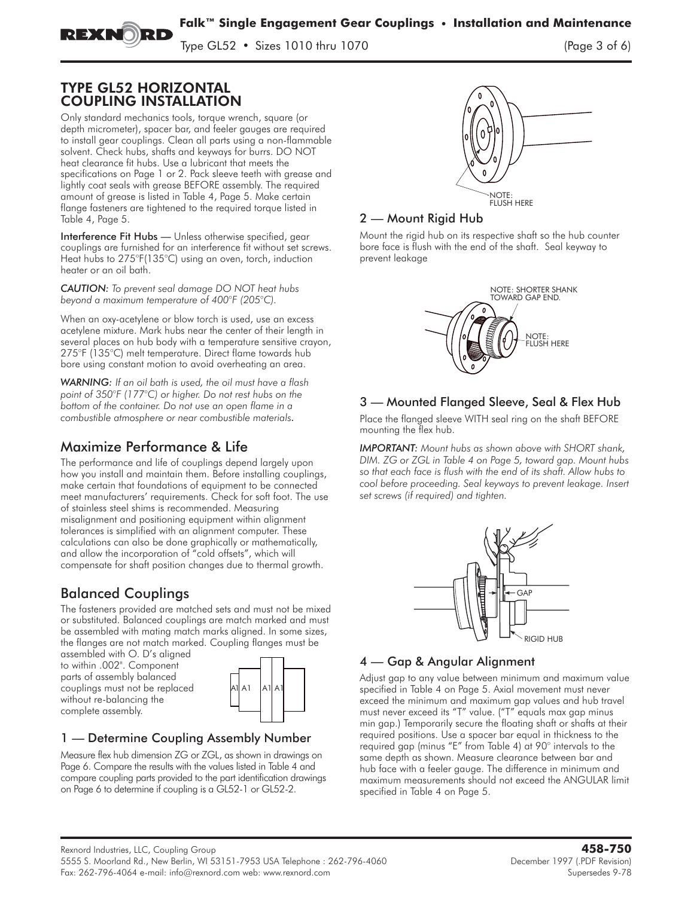## TYPE GL52 HORIZONTAL COUPLING INSTALLATION

Only standard mechanics tools, torque wrench, square (or depth micrometer), spacer bar, and feeler gauges are required to install gear couplings. Clean all parts using a non-flammable solvent. Check hubs, shafts and keyways for burrs. DO NOT heat clearance fit hubs. Use a lubricant that meets the specifications on Page 1 or 2. Pack sleeve teeth with grease and lightly coat seals with grease BEFORE assembly. The required amount of grease is listed in Table 4, Page 5. Make certain flange fasteners are tightened to the required torque listed in Table 4, Page 5.

**Interference Fit Hubs** — Unless otherwise specified, gear couplings are furnished for an interference fit without set screws. Heat hubs to 275°F(135°C) using an oven, torch, induction heater or an oil bath.

*CAUTION: To prevent seal damage DO NOT heat hubs beyond a maximum temperature of 400°F (205°C).*

When an oxy-acetylene or blow torch is used, use an excess acetylene mixture. Mark hubs near the center of their length in several places on hub body with a temperature sensitive crayon, 275°F (135°C) melt temperature. Direct flame towards hub bore using constant motion to avoid overheating an area.

*WARNING: If an oil bath is used, the oil must have a flash point of 350°F (177°C) or higher. Do not rest hubs on the bottom of the container. Do not use an open flame in a combustible atmosphere or near combustible materials.*

## Maximize Performance & Life

The performance and life of couplings depend largely upon how you install and maintain them. Before installing couplings, make certain that foundations of equipment to be connected meet manufacturers' requirements. Check for soft foot. The use of stainless steel shims is recommended. Measuring misalignment and positioning equipment within alignment tolerances is simplified with an alignment computer. These calculations can also be done graphically or mathematically, and allow the incorporation of "cold offsets", which will compensate for shaft position changes due to thermal growth.

## Balanced Couplings

The fasteners provided are matched sets and must not be mixed or substituted. Balanced couplings are match marked and must be assembled with mating match marks aligned. In some sizes, the flanges are not match marked. Coupling flanges must be assembled with O. D's aligned to within .002". Component parts of assembly balanced couplings must not be replaced without re-balancing the complete assembly.

A1 A1 A1 A1

## 1 — Determine Coupling Assembly Number

Measure flex hub dimension ZG or ZGL, as shown in drawings on Page 6. Compare the results with the values listed in Table 4 and compare coupling parts provided to the part identification drawings on Page 6 to determine if coupling is a GL52-1 or GL52-2.

NOTE: FLUSH HERE

## 2 — Mount Rigid Hub

Mount the rigid hub on its respective shaft so the hub counter bore face is flush with the end of the shaft. Seal keyway to prevent leakage

NOTE: SHORTER SHANK TOWARD GAP END.

NOTE: FLUSH HERE

## 3 — Mounted Flanged Sleeve, Seal & Flex Hub

Place the flanged sleeve WITH seal ring on the shaft BEFORE mounting the flex hub.

*IMPORTANT: Mount hubs as shown above with SHORT shank, DIM. ZG or ZGL in Table 4 on Page 5, toward gap. Mount hubs so that each face is flush with the end of its shaft. Allow hubs to cool before proceeding. Seal keyways to prevent leakage. Insert set screws (if required) and tighten.*

GAP

RIGID HUB

## 4 — Gap & Angular Alignment

Adjust gap to any value between minimum and maximum value specified in Table 4 on Page 5. Axial movement must never exceed the minimum and maximum gap values and hub travel must never exceed its "T" value. ("T" equals max gap minus min gap.) Temporarily secure the floating shaft or shafts at their required positions. Use a spacer bar equal in thickness to the required gap (minus "E" from Table 4) at 90° intervals to the same depth as shown. Measure clearance between bar and hub face with a feeler gauge. The difference in minimum and maximum measurements should not exceed the ANGULAR limit specified in Table 4 on Page 5.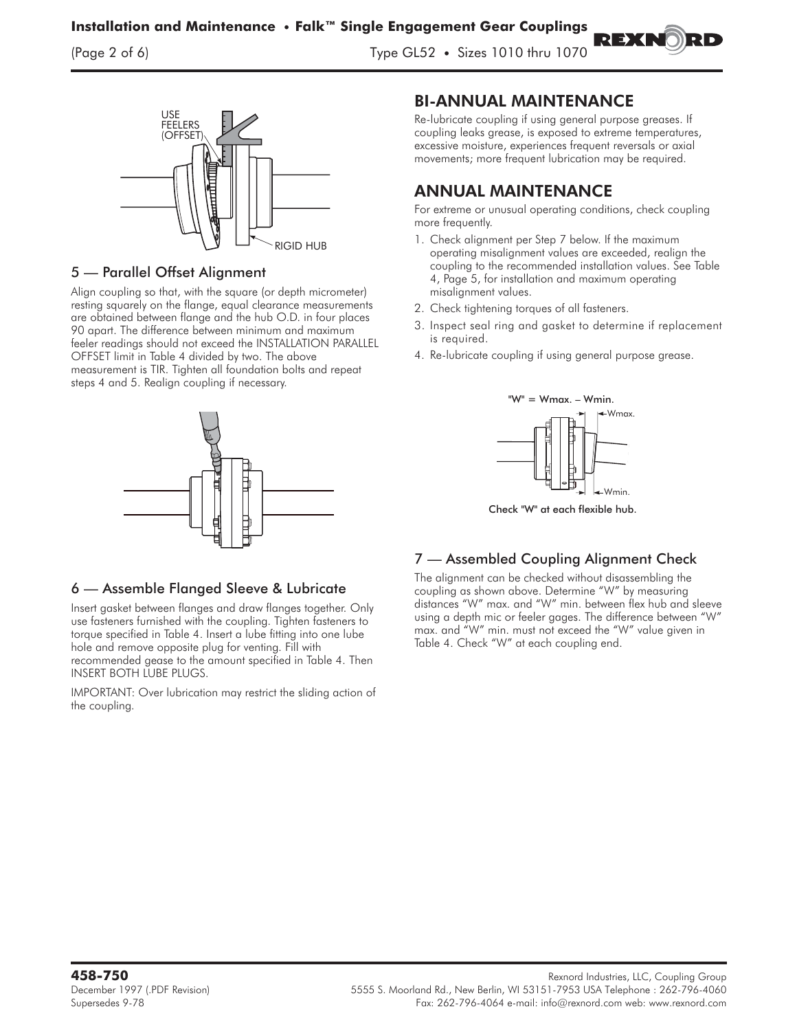## 5 — Parallel Offset Alignment

Align coupling so that, with the square (or depth micrometer) resting squarely on the flange, equal clearance measurements are obtained between flange and the hub O.D. in four places 90 apart. The difference between minimum and maximum feeler readings should not exceed the INSTALLATION PARALLEL OFFSET limit in Table 4 divided by two. The above measurement is TIR. Tighten all foundation bolts and repeat steps 4 and 5. Realign coupling if necessary.

## 6 — Assemble Flanged Sleeve & Lubricate

Insert gasket between flanges and draw flanges together. Only use fasteners furnished with the coupling. Tighten fasteners to torque specified in Table 4. Insert a lube fitting into one lube hole and remove opposite plug for venting. Fill with recommended gease to the amount specified in Table 4. Then INSERT BOTH LUBE PLUGS.

IMPORTANT: Over lubrication may restrict the sliding action of the coupling.

# BI-ANNUAL MAINTENANCE

Re-lubricate coupling if using general purpose greases. If coupling leaks grease, is exposed to extreme temperatures, excessive moisture, experiences frequent reversals or axial movements; more frequent lubrication may be required.

# ANNUAL MAINTENANCE

For extreme or unusual operating conditions, check coupling more frequently.

1. Check alignment per Step 7 below. If the maximum operating misalignment values are exceeded, realign the coupling to the recommended installation values. See Table 4, Page 5, for installation and maximum operating misalignment values.
2. Check tightening torques of all fasteners.
3. Inspect seal ring and gasket to determine if replacement is required.
4. Re-lubricate coupling if using general purpose grease.

"W" = Wmax. – Wmin.

Check "W" at each flexible hub.

## 7 — Assembled Coupling Alignment Check

The alignment can be checked without disassembling the coupling as shown above. Determine "W" by measuring distances "W" max. and "W" min. between flex hub and sleeve using a depth mic or feeler gages. The difference between "W" max. and "W" min. must not exceed the "W" value given in Table 4. Check "W" at each coupling end.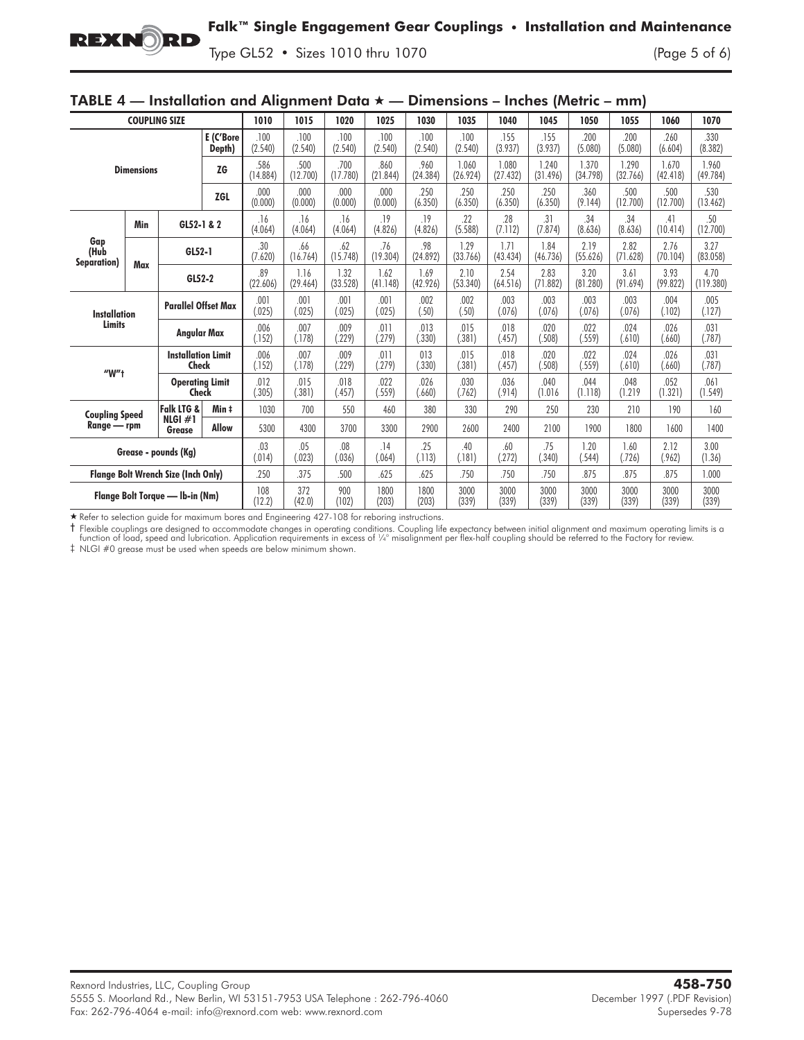## TABLE 4 — Installation and Alignment Data ★ — Dimensions – Inches (Metric – mm)

| COUPLING SIZE | | | | 1010 | 1015 | 1020 | 1025 | 1030 | 1035 | 1040 | 1045 | 1050 | 1055 | 1060 | 1070 |
|---|---|---|---|---|---|---|---|---|---|---|---|---|---|---|---|
| Dimensions | | | E (C'Bore Depth) | .100 (2.540) | .100 (2.540) | .100 (2.540) | .100 (2.540) | .100 (2.540) | .100 (2.540) | .155 (3.937) | .155 (3.937) | .200 (5.080) | .200 (5.080) | .260 (6.604) | .330 (8.382) |
| | | | ZG | .586 (14.884) | .500 (12.700) | .700 (17.780) | .860 (21.844) | .960 (24.384) | 1.060 (26.924) | 1.080 (27.432) | 1.240 (31.496) | 1.370 (34.798) | 1.290 (32.766) | 1.670 (42.418) | 1.960 (49.784) |
| | | | ZGL | .000 (0.000) | .000 (0.000) | .000 (0.000) | .000 (0.000) | .250 (6.350) | .250 (6.350) | .250 (6.350) | .250 (6.350) | .360 (9.144) | .500 (12.700) | .500 (12.700) | .530 (13.462) |
| Gap (Hub Separation) | Min | GL52-1 & 2 | | .16 (4.064) | .16 (4.064) | .16 (4.064) | .19 (4.826) | .19 (4.826) | .22 (5.588) | .28 (7.112) | .31 (7.874) | .34 (8.636) | .34 (8.636) | .41 (10.414) | .50 (12.700) |
| | Max | GL52-1 | | .30 (7.620) | .66 (16.764) | .62 (15.748) | .76 (19.304) | .98 (24.892) | 1.29 (33.766) | 1.71 (43.434) | 1.84 (46.736) | 2.19 (55.626) | 2.82 (71.628) | 2.76 (70.104) | 3.27 (83.058) |
| | | GL52-2 | | .89 (22.606) | 1.16 (29.464) | 1.32 (33.528) | 1.62 (41.148) | 1.69 (42.926) | 2.10 (53.340) | 2.54 (64.516) | 2.83 (71.882) | 3.20 (81.280) | 3.61 (91.694) | 3.93 (99.822) | 4.70 (119.380) |
| Installation Limits | | Parallel Offset Max | | .001 (.025) | .001 (.025) | .001 (.025) | .001 (.025) | .002 (.50) | .002 (.50) | .003 (.076) | .003 (.076) | .003 (.076) | .003 (.076) | .004 (.102) | .005 (.127) |
| | | Angular Max | | .006 (.152) | .007 (.178) | .009 (.229) | .011 (.279) | .013 (.330) | .015 (.381) | .018 (.457) | .020 (.508) | .022 (.559) | .024 (.610) | .026 (.660) | .031 (.787) |
| "W"† | | Installation Limit Check | | .006 (.152) | .007 (.178) | .009 (.229) | .011 (.279) | 013 (.330) | .015 (.381) | .018 (.457) | .020 (.508) | .022 (.559) | .024 (.610) | .026 (.660) | .031 (.787) |
| | | Operating Limit Check | | .012 (.305) | .015 (.381) | .018 (.457) | .022 (.559) | .026 (.660) | .030 (.762) | .036 (.914) | .040 (1.016 | .044 (1.118) | .048 (1.219 | .052 (1.321) | .061 (1.549) |
| Coupling Speed Range — rpm | | Falk LTG & NLGI #1 Grease | Min ‡ | 1030 | 700 | 550 | 460 | 380 | 330 | 290 | 250 | 230 | 210 | 190 | 160 |
| | | | Allow | 5300 | 4300 | 3700 | 3300 | 2900 | 2600 | 2400 | 2100 | 1900 | 1800 | 1600 | 1400 |
| Grease - pounds (Kg) | | | | .03 (.014) | .05 (.023) | .08 (.036) | .14 (.064) | .25 (.113) | .40 (.181) | .60 (.272) | .75 (.340) | 1.20 (.544) | 1.60 (.726) | 2.12 (.962) | 3.00 (1.36) |
| Flange Bolt Wrench Size (Inch Only) | | | | .250 | .375 | .500 | .625 | .625 | .750 | .750 | .750 | .875 | .875 | .875 | 1.000 |
| Flange Bolt Torque — lb-in (Nm) | | | | 108 (12.2) | 372 (42.0) | 900 (102) | 1800 (203) | 1800 (203) | 3000 (339) | 3000 (339) | 3000 (339) | 3000 (339) | 3000 (339) | 3000 (339) | 3000 (339) |

★ Refer to selection guide for maximum bores and Engineering 427-108 for reboring instructions.

† Flexible couplings are designed to accommodate changes in operating conditions. Coupling life expectancy between initial alignment and maximum operating limits is a function of load, speed and lubrication. Application requirements in excess of ¼° misalignment per flex-half coupling should be referred to the Factory for review.

‡ NLGI #0 grease must be used when speeds are below minimum shown.

Rexnord Industries, LLC, Coupling Group
5555 S. Moorland Rd., New Berlin, WI 53151-7953 USA Telephone : 262-796-4060
Fax: 262-796-4064 e-mail: info@rexnord.com web: www.rexnord.com

**458-750**
December 1997 (.PDF Revision)
Supersedes 9-78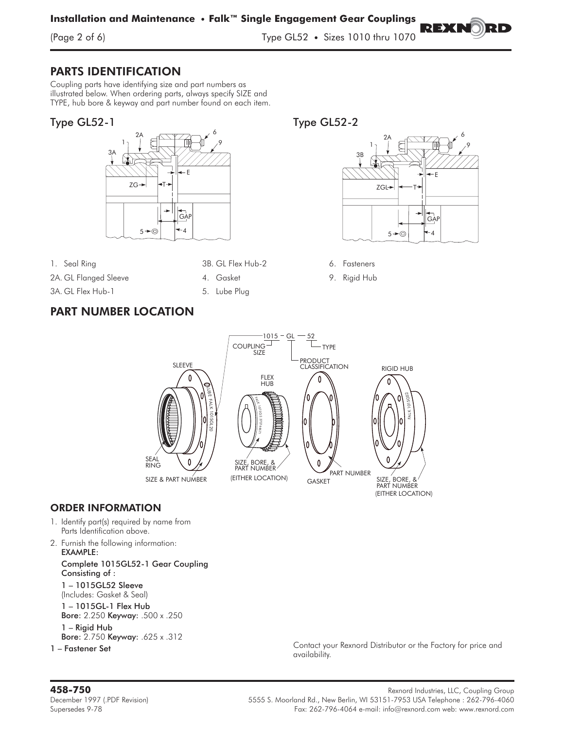## PARTS IDENTIFICATION

Coupling parts have identifying size and part numbers as illustrated below. When ordering parts, always specify SIZE and TYPE, hub bore & keyway and part number found on each item.

### Type GL52-1

### Type GL52-2

1. Seal Ring
2A. GL Flanged Sleeve
3A. GL Flex Hub-1
3B. GL Flex Hub-2
4. Gasket
5. Lube Plug
6. Fasteners
9. Rigid Hub

## PART NUMBER LOCATION

1015 – GL – 52

COUPLING SIZE

PRODUCT CLASSIFICATION

TYPE

SLEEVE

SEAL RING

SIZE & PART NUMBER

FLEX HUB

SIZE, BORE, & PART NUMBER (EITHER LOCATION)

GASKET

PART NUMBER

RIGID HUB

SIZE, BORE, & PART NUMBER (EITHER LOCATION)

### ORDER INFORMATION

1. Identify part(s) required by name from Parts Identification above.
2. Furnish the following information:
   **EXAMPLE:**

   **Complete 1015GL52-1 Gear Coupling Consisting of :**

   **1 – 1015GL52 Sleeve**
   (Includes: Gasket & Seal)

   **1 – 1015GL-1 Flex Hub**
   **Bore**: 2.250 **Keyway**: .500 x .250

   **1 – Rigid Hub**
   **Bore**: 2.750 **Keyway**: .625 x .312

   **1 – Fastener Set**

Contact your Rexnord Distributor or the Factory for price and availability.